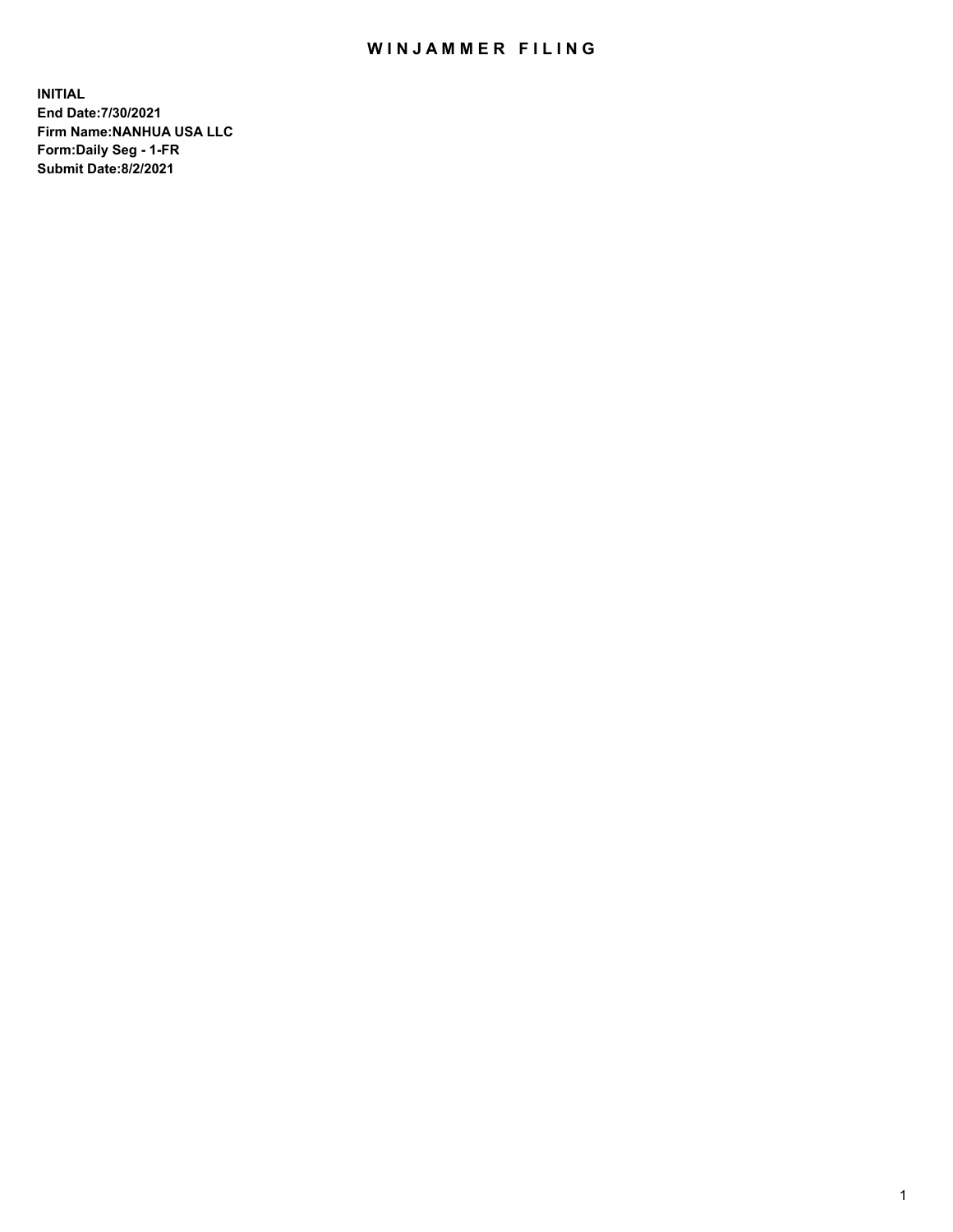# WINJAMMER FILING

**INITIAL**
**End Date:7/30/2021**
**Firm Name:NANHUA USA LLC**
**Form:Daily Seg - 1-FR**
**Submit Date:8/2/2021**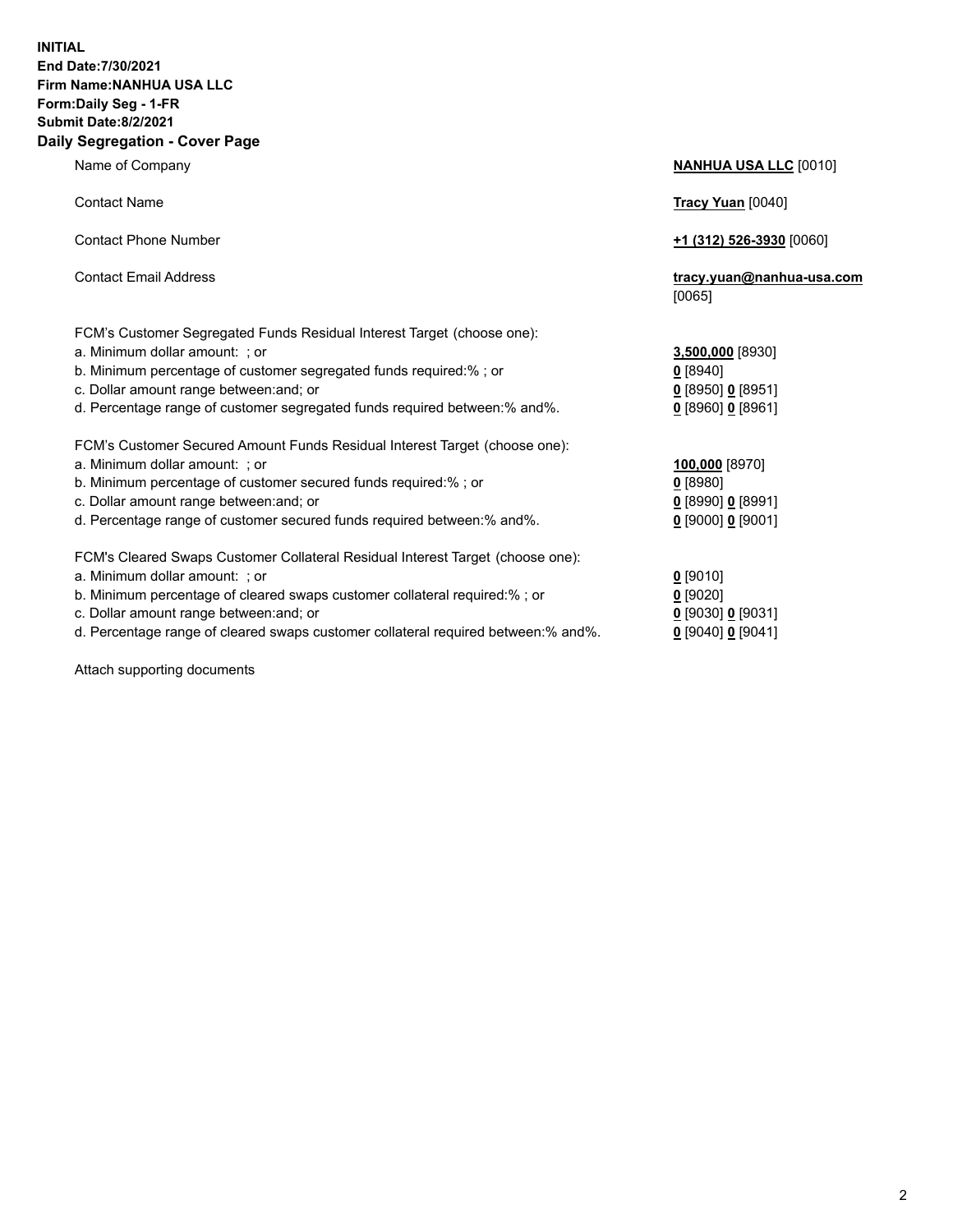**INITIAL**
**End Date:7/30/2021**
**Firm Name:NANHUA USA LLC**
**Form:Daily Seg - 1-FR**
**Submit Date:8/2/2021**

## Daily Segregation - Cover Page

| | |
|---|---|
| Name of Company | **NANHUA USA LLC** [0010] |
| Contact Name | **Tracy Yuan** [0040] |
| Contact Phone Number | **+1 (312) 526-3930** [0060] |
| Contact Email Address | **tracy.yuan@nanhua-usa.com** [0065] |

FCM's Customer Segregated Funds Residual Interest Target (choose one):

| | |
|---|---|
| a. Minimum dollar amount: ; or | **3,500,000** [8930] |
| b. Minimum percentage of customer segregated funds required:% ; or | **0** [8940] |
| c. Dollar amount range between:and; or | **0** [8950] **0** [8951] |
| d. Percentage range of customer segregated funds required between:% and%. | **0** [8960] **0** [8961] |

FCM's Customer Secured Amount Funds Residual Interest Target (choose one):

| | |
|---|---|
| a. Minimum dollar amount: ; or | **100,000** [8970] |
| b. Minimum percentage of customer secured funds required:% ; or | **0** [8980] |
| c. Dollar amount range between:and; or | **0** [8990] **0** [8991] |
| d. Percentage range of customer secured funds required between:% and%. | **0** [9000] **0** [9001] |

FCM's Cleared Swaps Customer Collateral Residual Interest Target (choose one):

| | |
|---|---|
| a. Minimum dollar amount: ; or | **0** [9010] |
| b. Minimum percentage of cleared swaps customer collateral required:% ; or | **0** [9020] |
| c. Dollar amount range between:and; or | **0** [9030] **0** [9031] |
| d. Percentage range of cleared swaps customer collateral required between:% and%. | **0** [9040] **0** [9041] |

Attach supporting documents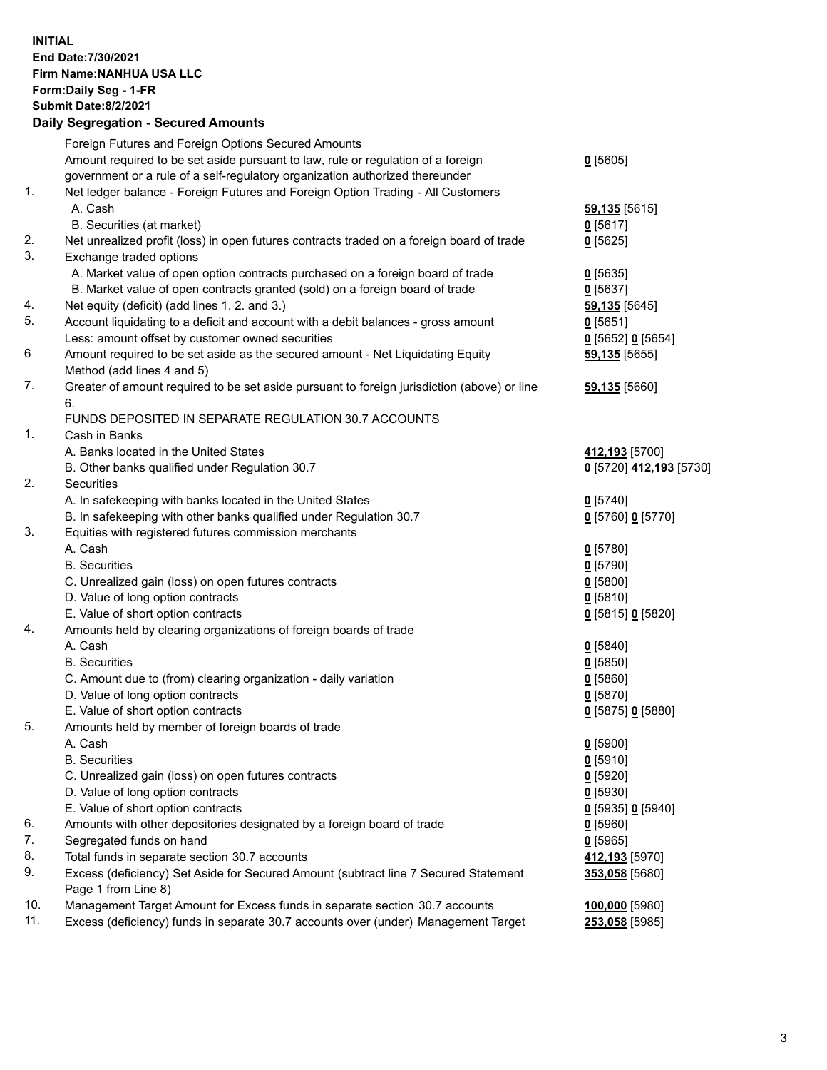**INITIAL**
**End Date:7/30/2021**
**Firm Name:NANHUA USA LLC**
**Form:Daily Seg - 1-FR**
**Submit Date:8/2/2021**

**Daily Segregation - Secured Amounts**

| | | |
|---|---|---|
| | Foreign Futures and Foreign Options Secured Amounts | |
| | Amount required to be set aside pursuant to law, rule or regulation of a foreign government or a rule of a self-regulatory organization authorized thereunder | **0** [5605] |
| 1. | Net ledger balance - Foreign Futures and Foreign Option Trading - All Customers | |
| | A. Cash | **59,135** [5615] |
| | B. Securities (at market) | **0** [5617] |
| 2. | Net unrealized profit (loss) in open futures contracts traded on a foreign board of trade | **0** [5625] |
| 3. | Exchange traded options | |
| | A. Market value of open option contracts purchased on a foreign board of trade | **0** [5635] |
| | B. Market value of open contracts granted (sold) on a foreign board of trade | **0** [5637] |
| 4. | Net equity (deficit) (add lines 1. 2. and 3.) | **59,135** [5645] |
| 5. | Account liquidating to a deficit and account with a debit balances - gross amount | **0** [5651] |
| | Less: amount offset by customer owned securities | **0** [5652] **0** [5654] |
| 6 | Amount required to be set aside as the secured amount - Net Liquidating Equity Method (add lines 4 and 5) | **59,135** [5655] |
| 7. | Greater of amount required to be set aside pursuant to foreign jurisdiction (above) or line 6. | **59,135** [5660] |
| | FUNDS DEPOSITED IN SEPARATE REGULATION 30.7 ACCOUNTS | |
| 1. | Cash in Banks | |
| | A. Banks located in the United States | **412,193** [5700] |
| | B. Other banks qualified under Regulation 30.7 | **0** [5720] **412,193** [5730] |
| 2. | Securities | |
| | A. In safekeeping with banks located in the United States | **0** [5740] |
| | B. In safekeeping with other banks qualified under Regulation 30.7 | **0** [5760] **0** [5770] |
| 3. | Equities with registered futures commission merchants | |
| | A. Cash | **0** [5780] |
| | B. Securities | **0** [5790] |
| | C. Unrealized gain (loss) on open futures contracts | **0** [5800] |
| | D. Value of long option contracts | **0** [5810] |
| | E. Value of short option contracts | **0** [5815] **0** [5820] |
| 4. | Amounts held by clearing organizations of foreign boards of trade | |
| | A. Cash | **0** [5840] |
| | B. Securities | **0** [5850] |
| | C. Amount due to (from) clearing organization - daily variation | **0** [5860] |
| | D. Value of long option contracts | **0** [5870] |
| | E. Value of short option contracts | **0** [5875] **0** [5880] |
| 5. | Amounts held by member of foreign boards of trade | |
| | A. Cash | **0** [5900] |
| | B. Securities | **0** [5910] |
| | C. Unrealized gain (loss) on open futures contracts | **0** [5920] |
| | D. Value of long option contracts | **0** [5930] |
| | E. Value of short option contracts | **0** [5935] **0** [5940] |
| 6. | Amounts with other depositories designated by a foreign board of trade | **0** [5960] |
| 7. | Segregated funds on hand | **0** [5965] |
| 8. | Total funds in separate section 30.7 accounts | **412,193** [5970] |
| 9. | Excess (deficiency) Set Aside for Secured Amount (subtract line 7 Secured Statement Page 1 from Line 8) | **353,058** [5680] |
| 10. | Management Target Amount for Excess funds in separate section 30.7 accounts | **100,000** [5980] |
| 11. | Excess (deficiency) funds in separate 30.7 accounts over (under) Management Target | **253,058** [5985] |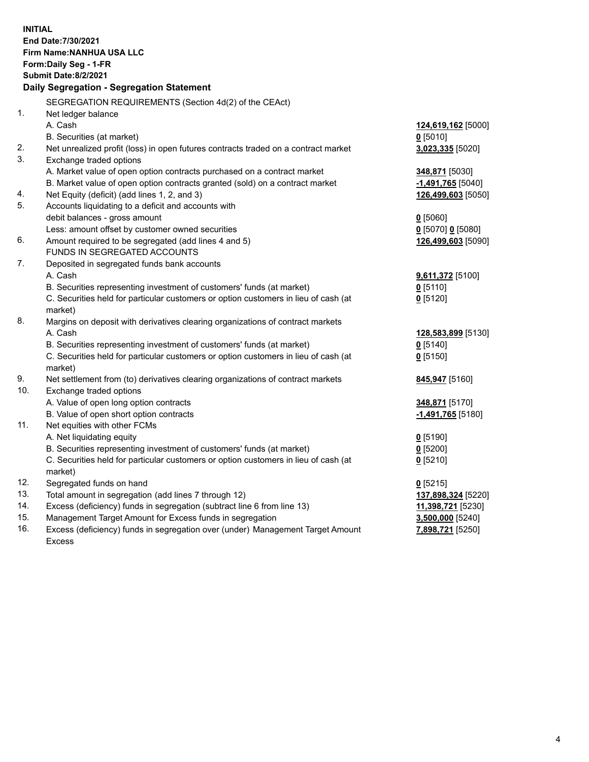**INITIAL**
**End Date:7/30/2021**
**Firm Name:NANHUA USA LLC**
**Form:Daily Seg - 1-FR**
**Submit Date:8/2/2021**

## Daily Segregation - Segregation Statement

| | | |
|---|---|---|
| | SEGREGATION REQUIREMENTS (Section 4d(2) of the CEAct) | |
| 1. | Net ledger balance | |
| | A. Cash | **124,619,162** [5000] |
| | B. Securities (at market) | **0** [5010] |
| 2. | Net unrealized profit (loss) in open futures contracts traded on a contract market | **3,023,335** [5020] |
| 3. | Exchange traded options | |
| | A. Market value of open option contracts purchased on a contract market | **348,871** [5030] |
| | B. Market value of open option contracts granted (sold) on a contract market | **-1,491,765** [5040] |
| 4. | Net Equity (deficit) (add lines 1, 2, and 3) | **126,499,603** [5050] |
| 5. | Accounts liquidating to a deficit and accounts with debit balances - gross amount | **0** [5060] |
| | Less: amount offset by customer owned securities | **0** [5070] **0** [5080] |
| 6. | Amount required to be segregated (add lines 4 and 5) | **126,499,603** [5090] |
| | FUNDS IN SEGREGATED ACCOUNTS | |
| 7. | Deposited in segregated funds bank accounts | |
| | A. Cash | **9,611,372** [5100] |
| | B. Securities representing investment of customers' funds (at market) | **0** [5110] |
| | C. Securities held for particular customers or option customers in lieu of cash (at market) | **0** [5120] |
| 8. | Margins on deposit with derivatives clearing organizations of contract markets | |
| | A. Cash | **128,583,899** [5130] |
| | B. Securities representing investment of customers' funds (at market) | **0** [5140] |
| | C. Securities held for particular customers or option customers in lieu of cash (at market) | **0** [5150] |
| 9. | Net settlement from (to) derivatives clearing organizations of contract markets | **845,947** [5160] |
| 10. | Exchange traded options | |
| | A. Value of open long option contracts | **348,871** [5170] |
| | B. Value of open short option contracts | **-1,491,765** [5180] |
| 11. | Net equities with other FCMs | |
| | A. Net liquidating equity | **0** [5190] |
| | B. Securities representing investment of customers' funds (at market) | **0** [5200] |
| | C. Securities held for particular customers or option customers in lieu of cash (at market) | **0** [5210] |
| 12. | Segregated funds on hand | **0** [5215] |
| 13. | Total amount in segregation (add lines 7 through 12) | **137,898,324** [5220] |
| 14. | Excess (deficiency) funds in segregation (subtract line 6 from line 13) | **11,398,721** [5230] |
| 15. | Management Target Amount for Excess funds in segregation | **3,500,000** [5240] |
| 16. | Excess (deficiency) funds in segregation over (under) Management Target Amount Excess | **7,898,721** [5250] |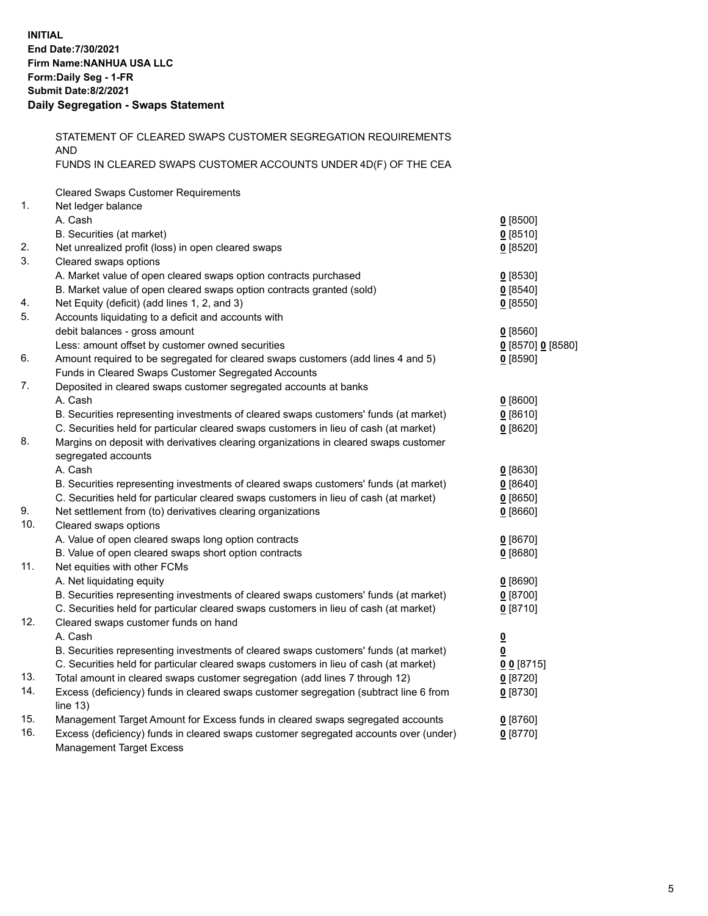**INITIAL**
**End Date:7/30/2021**
**Firm Name:NANHUA USA LLC**
**Form:Daily Seg - 1-FR**
**Submit Date:8/2/2021**
**Daily Segregation - Swaps Statement**

STATEMENT OF CLEARED SWAPS CUSTOMER SEGREGATION REQUIREMENTS AND FUNDS IN CLEARED SWAPS CUSTOMER ACCOUNTS UNDER 4D(F) OF THE CEA

| | | |
|---|---|---|
| | Cleared Swaps Customer Requirements | |
| 1. | Net ledger balance | |
| | A. Cash | 0 [8500] |
| | B. Securities (at market) | 0 [8510] |
| 2. | Net unrealized profit (loss) in open cleared swaps | 0 [8520] |
| 3. | Cleared swaps options | |
| | A. Market value of open cleared swaps option contracts purchased | 0 [8530] |
| | B. Market value of open cleared swaps option contracts granted (sold) | 0 [8540] |
| 4. | Net Equity (deficit) (add lines 1, 2, and 3) | 0 [8550] |
| 5. | Accounts liquidating to a deficit and accounts with | |
| | debit balances - gross amount | 0 [8560] |
| | Less: amount offset by customer owned securities | 0 [8570] 0 [8580] |
| 6. | Amount required to be segregated for cleared swaps customers (add lines 4 and 5) | 0 [8590] |
| | Funds in Cleared Swaps Customer Segregated Accounts | |
| 7. | Deposited in cleared swaps customer segregated accounts at banks | |
| | A. Cash | 0 [8600] |
| | B. Securities representing investments of cleared swaps customers' funds (at market) | 0 [8610] |
| | C. Securities held for particular cleared swaps customers in lieu of cash (at market) | 0 [8620] |
| 8. | Margins on deposit with derivatives clearing organizations in cleared swaps customer segregated accounts | |
| | A. Cash | 0 [8630] |
| | B. Securities representing investments of cleared swaps customers' funds (at market) | 0 [8640] |
| | C. Securities held for particular cleared swaps customers in lieu of cash (at market) | 0 [8650] |
| 9. | Net settlement from (to) derivatives clearing organizations | 0 [8660] |
| 10. | Cleared swaps options | |
| | A. Value of open cleared swaps long option contracts | 0 [8670] |
| | B. Value of open cleared swaps short option contracts | 0 [8680] |
| 11. | Net equities with other FCMs | |
| | A. Net liquidating equity | 0 [8690] |
| | B. Securities representing investments of cleared swaps customers' funds (at market) | 0 [8700] |
| | C. Securities held for particular cleared swaps customers in lieu of cash (at market) | 0 [8710] |
| 12. | Cleared swaps customer funds on hand | |
| | A. Cash | 0 |
| | B. Securities representing investments of cleared swaps customers' funds (at market) | 0 |
| | C. Securities held for particular cleared swaps customers in lieu of cash (at market) | 0 0 [8715] |
| 13. | Total amount in cleared swaps customer segregation (add lines 7 through 12) | 0 [8720] |
| 14. | Excess (deficiency) funds in cleared swaps customer segregation (subtract line 6 from line 13) | 0 [8730] |
| 15. | Management Target Amount for Excess funds in cleared swaps segregated accounts | 0 [8760] |
| 16. | Excess (deficiency) funds in cleared swaps customer segregated accounts over (under) Management Target Excess | 0 [8770] |